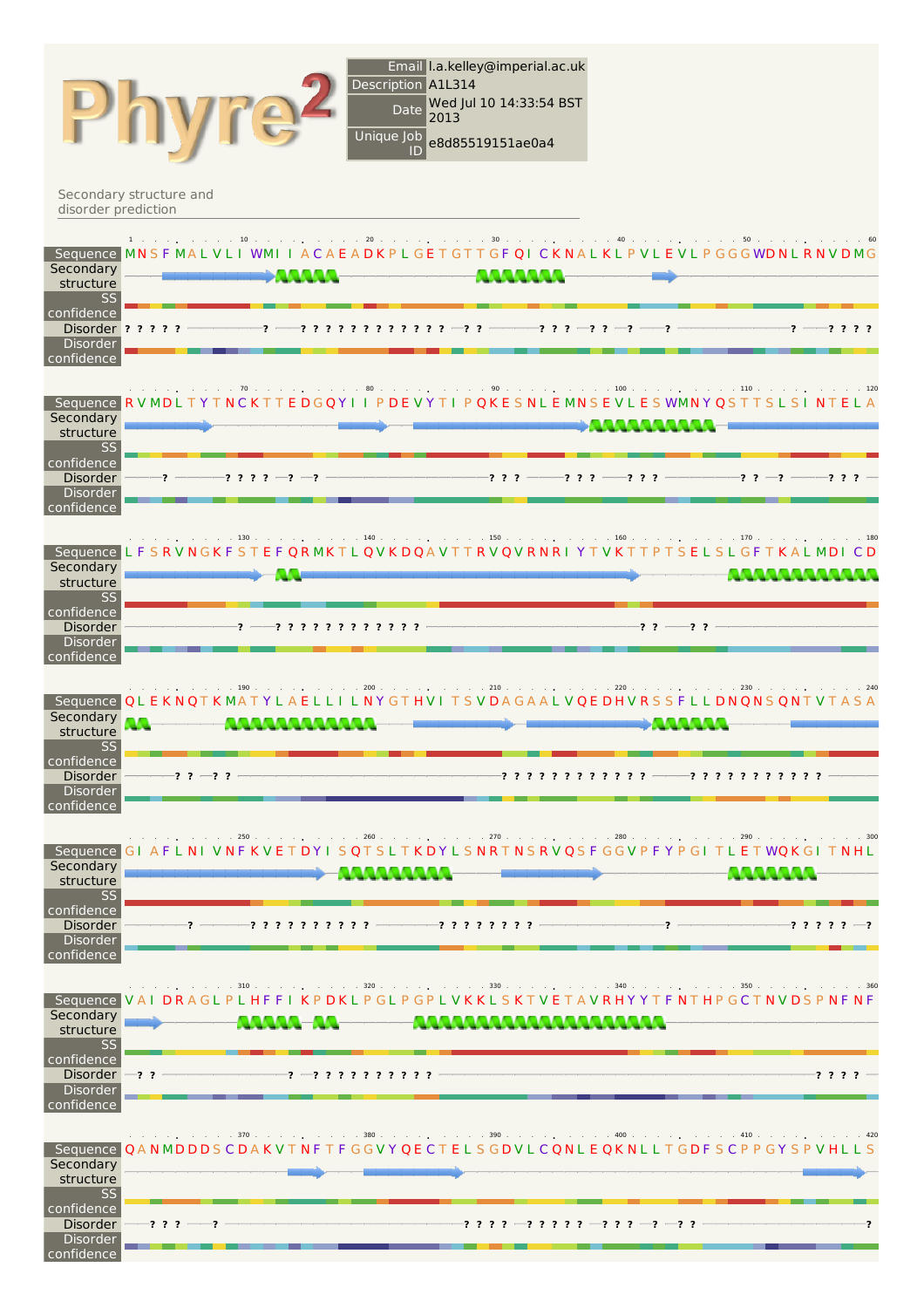# Phyre²

| | |
|---|---|
| Email | l.a.kelley@imperial.ac.uk |
| Description | A1L314 |
| Date | Wed Jul 10 14:33:54 BST 2013 |
| Unique Job ID | e8d85519151ae0a4 |

## Secondary structure and disorder prediction

| | |
|---|---|
| Sequence (1–60) | MNSFMALVLIWMIIACAEADKPLGETGTTGFQICKNALKLPVLEVLPGGGWDNLRNVDMG |
| Sequence (61–120) | RVMDLTYTNCKTTEDGQYIIPDEVYTIPQKESNLEMNSEVLESWMNYQSTTSLSINTELA |
| Sequence (121–180) | LFSRVNGKFSTEFQRMKTLQVKDDQAVTTRVQVRNRIYTVKTTPTSELSLGFTKALMDICD |
| Sequence (181–240) | QLEKNQTKMATYLAELLILNYGTHVITSVDAGAALVQEDHVRSSFLLDNQNSQNTVTASA |
| Sequence (241–300) | GIAFLNIVNFKVETDYISQTSLTKDYLSNRTNSRVQSFGGVPFYPGITLETWQKGITNHL |
| Sequence (301–360) | VAIDRAGLPLHFFIKPDKLPGLPGPLVKKLSKTVETAVRHYYTFNTHPGCTNVDSPNFNF |
| Sequence (361–420) | QANMDDDSCDAKVTNFTFGGVYQECTELSGDVLCQNLEQKNLLTGDFSCPPGYSPVHLLS |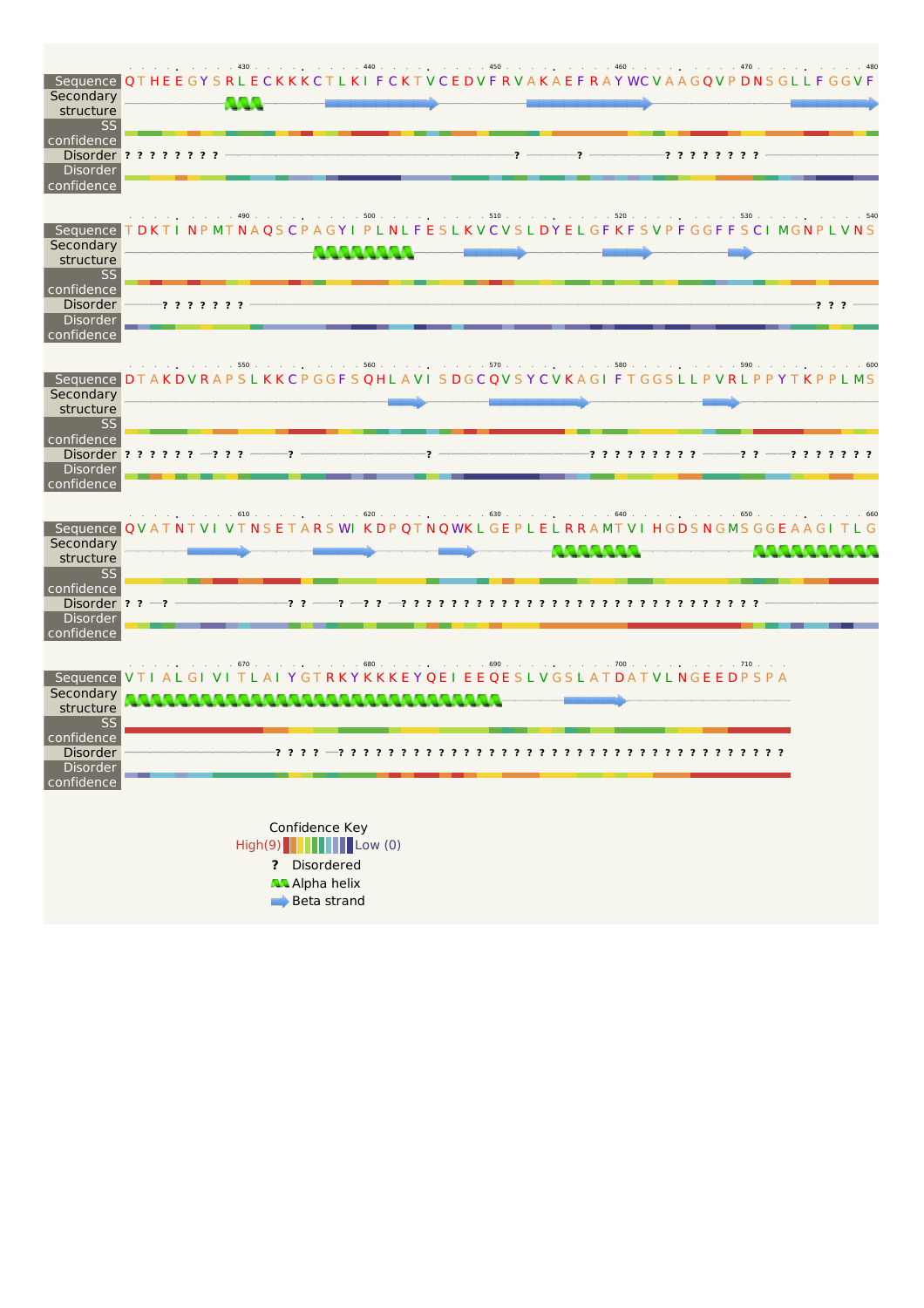Sequence QTHEEGYSRLECKKKCTLKIFCKTVCEDVFRVAKAEFRAYWCVAAGQVPDNSGLLFGGVF
Secondary structure
SS confidence
Disorder ? ? ? ? ? ? ? ? ? ? ? ? ? ? ? ? ? ? ?
Disorder confidence

Sequence TDKTINPMTNAQSCPAGYIPLNLFESLKVCVSLDYELGFKFSVPFGGFFSCIMGNPLVNS
Secondary structure
SS confidence
Disorder ? ? ? ? ? ? ? ? ? ?
Disorder confidence

Sequence DTAKDVRAPSLKKCPGGFSQHLAVISDGCQVSYCVKAGIFTGGSLLPVRLPPYTKPPLMS
Secondary structure
SS confidence
Disorder ? ? ? ? ? ? ? ? ? ? ? ? ? ? ? ? ? ? ? ? ? ? ? ? ? ? ? ? ?
Disorder confidence

Sequence QVATNTVIVTNSETARSWIKDPQTNQWKLGEPLELRRAMTVIHGDSNGMSGGEAAGITLG
Secondary structure
SS confidence
Disorder ? ? ? ? ? ? ? ? ? ? ? ? ? ? ? ? ? ? ? ? ? ? ? ? ? ? ? ? ? ? ? ? ? ? ? ? ? ?
Disorder confidence

Sequence VTIALGIVITLAIYGTRKYKKKEYQEIEEQESLVGSLATDATVLNGEEDPSPA
Secondary structure
SS confidence
Disorder ? ? ? ? ? ? ? ? ? ? ? ? ? ? ? ? ? ? ? ? ? ? ? ? ? ? ? ? ? ? ? ? ? ? ? ? ? ?
Disorder confidence

Confidence Key
High(9) Low (0)
? Disordered
Alpha helix
Beta strand